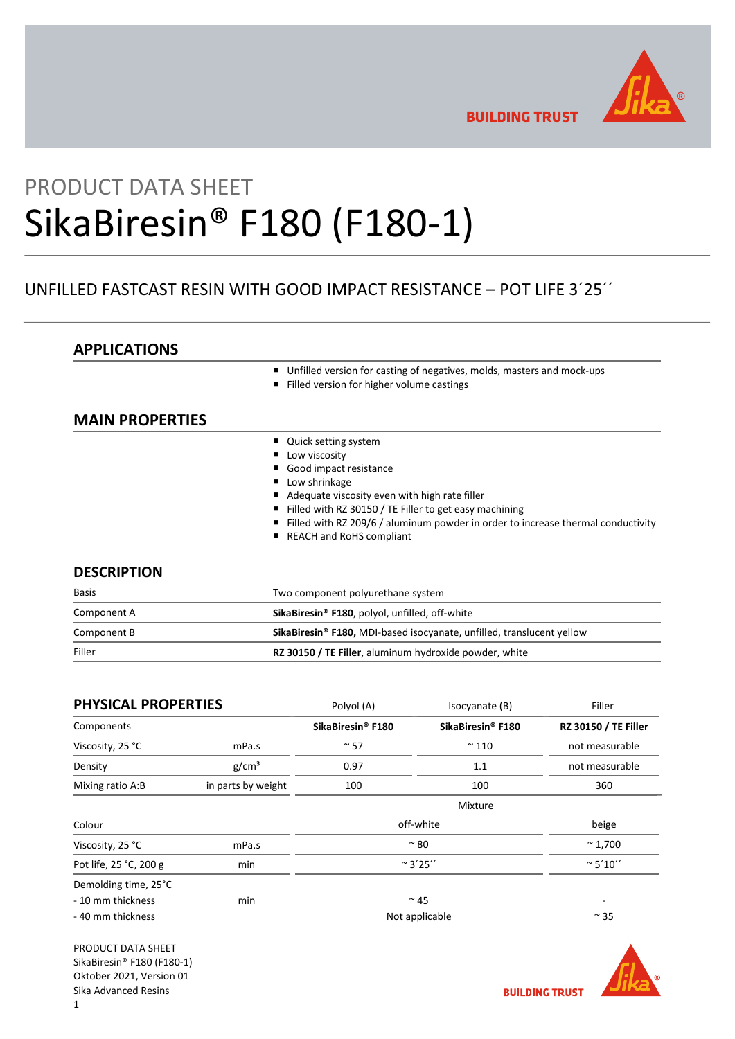PRODUCT DATA SHEET

# SikaBiresin® F180 (F180-1)

## UNFILLED FASTCAST RESIN WITH GOOD IMPACT RESISTANCE – POT LIFE 3´25´´

## APPLICATIONS

- Unfilled version for casting of negatives, molds, masters and mock-ups
- Filled version for higher volume castings

## MAIN PROPERTIES

- Quick setting system
- Low viscosity
- Good impact resistance
- Low shrinkage
- Adequate viscosity even with high rate filler
- Filled with RZ 30150 / TE Filler to get easy machining
- Filled with RZ 209/6 / aluminum powder in order to increase thermal conductivity
- REACH and RoHS compliant

## DESCRIPTION

| | |
|---|---|
| Basis | Two component polyurethane system |
| Component A | **SikaBiresin® F180**, polyol, unfilled, off-white |
| Component B | **SikaBiresin® F180,** MDI-based isocyanate, unfilled, translucent yellow |
| Filler | **RZ 30150 / TE Filler**, aluminum hydroxide powder, white |

## PHYSICAL PROPERTIES

| | | Polyol (A) | Isocyanate (B) | Filler |
|---|---|---|---|---|
| Components | | **SikaBiresin® F180** | **SikaBiresin® F180** | **RZ 30150 / TE Filler** |
| Viscosity, 25 °C | mPa.s | ~ 57 | ~ 110 | not measurable |
| Density | g/cm³ | 0.97 | 1.1 | not measurable |
| Mixing ratio A:B | in parts by weight | 100 | 100 | 360 |
| | | Mixture | | |
| Colour | | off-white | | beige |
| Viscosity, 25 °C | mPa.s | ~ 80 | | ~ 1,700 |
| Pot life, 25 °C, 200 g | min | ~ 3´25´´ | | ~ 5´10´´ |
| Demolding time, 25°C | | | | |
| - 10 mm thickness | min | ~ 45 | | - |
| - 40 mm thickness | | Not applicable | | ~ 35 |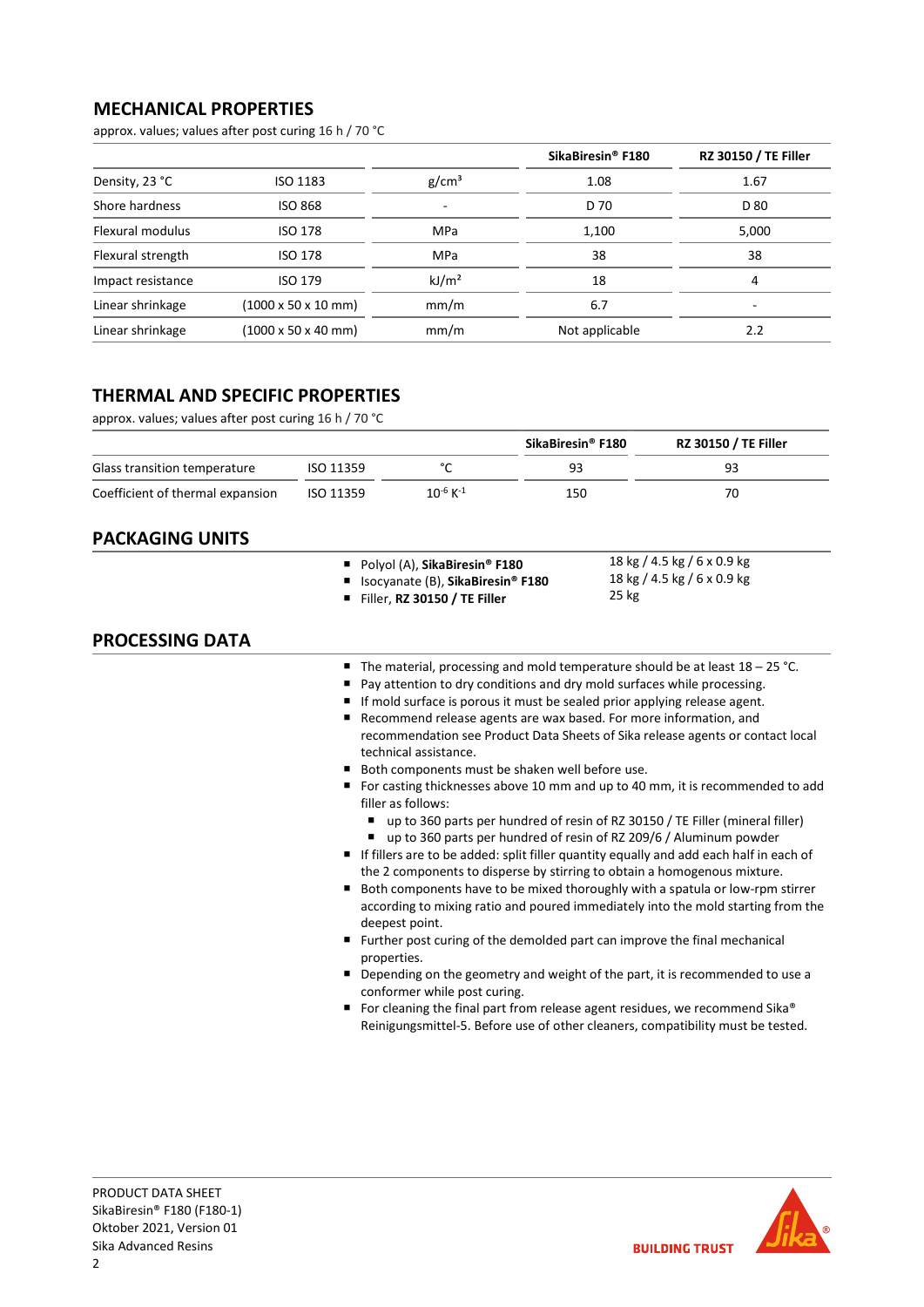## MECHANICAL PROPERTIES

approx. values; values after post curing 16 h / 70 °C

| | | | SikaBiresin® F180 | RZ 30150 / TE Filler |
|---|---|---|---|---|
| Density, 23 °C | ISO 1183 | $g/cm^3$ | 1.08 | 1.67 |
| Shore hardness | ISO 868 | - | D 70 | D 80 |
| Flexural modulus | ISO 178 | MPa | 1,100 | 5,000 |
| Flexural strength | ISO 178 | MPa | 38 | 38 |
| Impact resistance | ISO 179 | $kJ/m^2$ | 18 | 4 |
| Linear shrinkage | (1000 x 50 x 10 mm) | mm/m | 6.7 | - |
| Linear shrinkage | (1000 x 50 x 40 mm) | mm/m | Not applicable | 2.2 |

## THERMAL AND SPECIFIC PROPERTIES

approx. values; values after post curing 16 h / 70 °C

| | | | SikaBiresin® F180 | RZ 30150 / TE Filler |
|---|---|---|---|---|
| Glass transition temperature | ISO 11359 | °C | 93 | 93 |
| Coefficient of thermal expansion | ISO 11359 | $10^{-6} K^{-1}$ | 150 | 70 |

## PACKAGING UNITS

- Polyol (A), **SikaBiresin® F180** — 18 kg / 4.5 kg / 6 x 0.9 kg
- Isocyanate (B), **SikaBiresin® F180** — 18 kg / 4.5 kg / 6 x 0.9 kg
- Filler, **RZ 30150 / TE Filler** — 25 kg

## PROCESSING DATA

- The material, processing and mold temperature should be at least 18 – 25 °C.
- Pay attention to dry conditions and dry mold surfaces while processing.
- If mold surface is porous it must be sealed prior applying release agent.
- Recommend release agents are wax based. For more information, and recommendation see Product Data Sheets of Sika release agents or contact local technical assistance.
- Both components must be shaken well before use.
- For casting thicknesses above 10 mm and up to 40 mm, it is recommended to add filler as follows:
  - up to 360 parts per hundred of resin of RZ 30150 / TE Filler (mineral filler)
  - up to 360 parts per hundred of resin of RZ 209/6 / Aluminum powder
- If fillers are to be added: split filler quantity equally and add each half in each of the 2 components to disperse by stirring to obtain a homogenous mixture.
- Both components have to be mixed thoroughly with a spatula or low-rpm stirrer according to mixing ratio and poured immediately into the mold starting from the deepest point.
- Further post curing of the demolded part can improve the final mechanical properties.
- Depending on the geometry and weight of the part, it is recommended to use a conformer while post curing.
- For cleaning the final part from release agent residues, we recommend Sika® Reinigungsmittel-5. Before use of other cleaners, compatibility must be tested.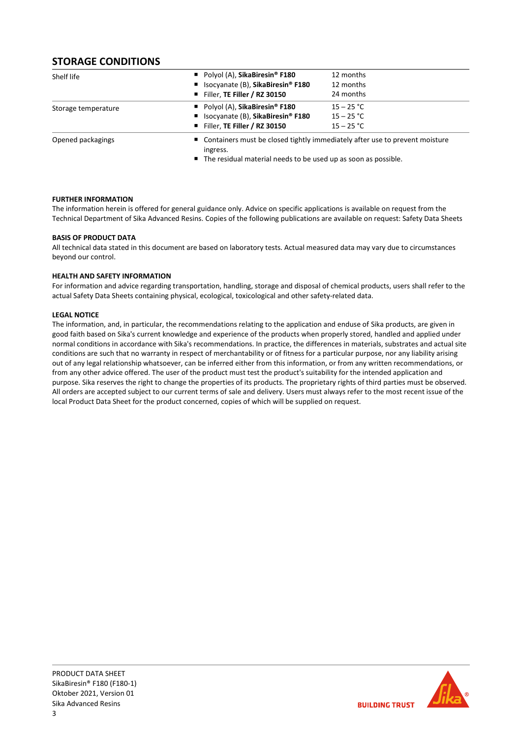## STORAGE CONDITIONS

| | | |
|---|---|---|
| Shelf life | ■ Polyol (A), **SikaBiresin® F180**<br>■ Isocyanate (B), **SikaBiresin® F180**<br>■ Filler, **TE Filler / RZ 30150** | 12 months<br>12 months<br>24 months |
| Storage temperature | ■ Polyol (A), **SikaBiresin® F180**<br>■ Isocyanate (B), **SikaBiresin® F180**<br>■ Filler, **TE Filler / RZ 30150** | 15 – 25 °C<br>15 – 25 °C<br>15 – 25 °C |
| Opened packagings | ■ Containers must be closed tightly immediately after use to prevent moisture ingress.<br>■ The residual material needs to be used up as soon as possible. | |

**FURTHER INFORMATION**

The information herein is offered for general guidance only. Advice on specific applications is available on request from the Technical Department of Sika Advanced Resins. Copies of the following publications are available on request: Safety Data Sheets

**BASIS OF PRODUCT DATA**

All technical data stated in this document are based on laboratory tests. Actual measured data may vary due to circumstances beyond our control.

**HEALTH AND SAFETY INFORMATION**

For information and advice regarding transportation, handling, storage and disposal of chemical products, users shall refer to the actual Safety Data Sheets containing physical, ecological, toxicological and other safety-related data.

**LEGAL NOTICE**

The information, and, in particular, the recommendations relating to the application and enduse of Sika products, are given in good faith based on Sika's current knowledge and experience of the products when properly stored, handled and applied under normal conditions in accordance with Sika's recommendations. In practice, the differences in materials, substrates and actual site conditions are such that no warranty in respect of merchantability or of fitness for a particular purpose, nor any liability arising out of any legal relationship whatsoever, can be inferred either from this information, or from any written recommendations, or from any other advice offered. The user of the product must test the product's suitability for the intended application and purpose. Sika reserves the right to change the properties of its products. The proprietary rights of third parties must be observed. All orders are accepted subject to our current terms of sale and delivery. Users must always refer to the most recent issue of the local Product Data Sheet for the product concerned, copies of which will be supplied on request.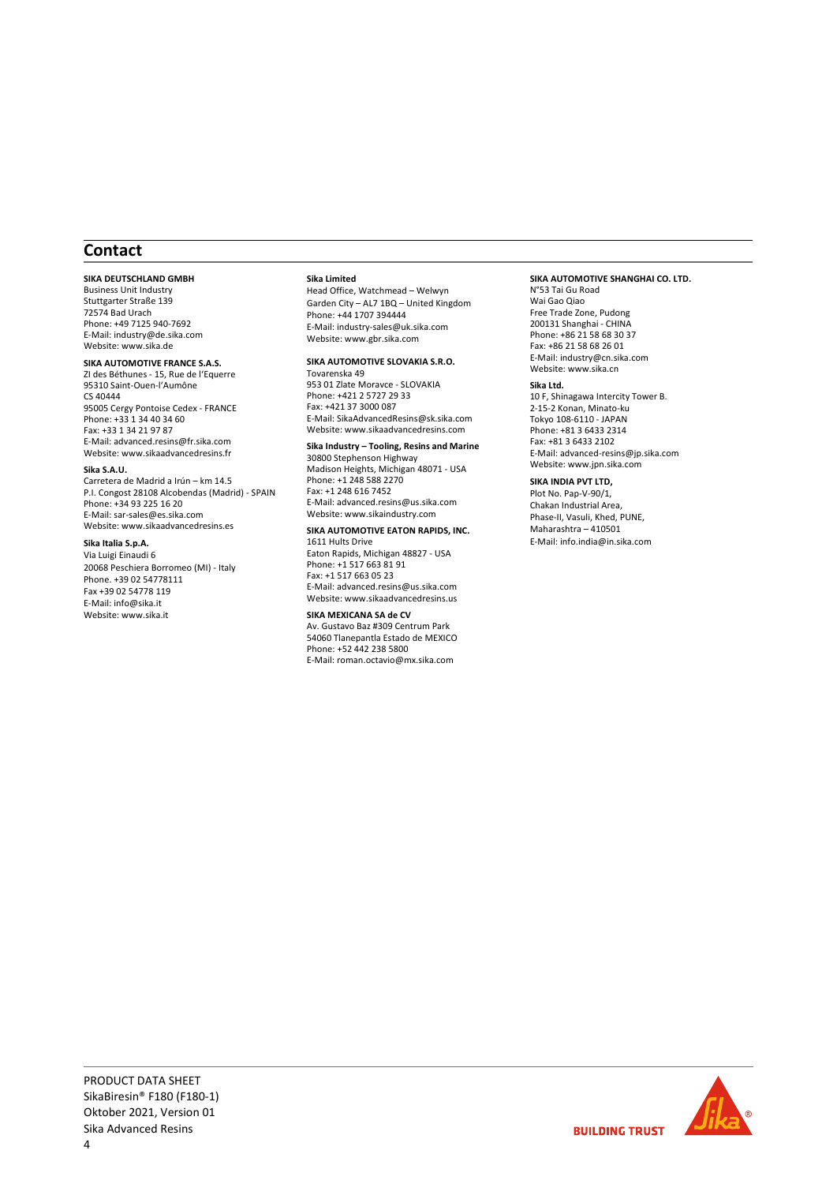## Contact

**SIKA DEUTSCHLAND GMBH**
Business Unit Industry
Stuttgarter Straße 139
72574 Bad Urach
Phone: +49 7125 940-7692
E-Mail: industry@de.sika.com
Website: www.sika.de

**SIKA AUTOMOTIVE FRANCE S.A.S.**
ZI des Béthunes - 15, Rue de l'Equerre
95310 Saint-Ouen-l'Aumône
CS 40444
95005 Cergy Pontoise Cedex - FRANCE
Phone: +33 1 34 40 34 60
Fax: +33 1 34 21 97 87
E-Mail: advanced.resins@fr.sika.com
Website: www.sikaadvancedresins.fr

**Sika S.A.U.**
Carretera de Madrid a Irún – km 14.5
P.I. Congost 28108 Alcobendas (Madrid) - SPAIN
Phone: +34 93 225 16 20
E-Mail: sar-sales@es.sika.com
Website: www.sikaadvancedresins.es

**Sika Italia S.p.A.**
Via Luigi Einaudi 6
20068 Peschiera Borromeo (MI) - Italy
Phone. +39 02 54778111
Fax +39 02 54778 119
E-Mail: info@sika.it
Website: www.sika.it

**Sika Limited**
Head Office, Watchmead – Welwyn
Garden City – AL7 1BQ – United Kingdom
Phone: +44 1707 394444
E-Mail: industry-sales@uk.sika.com
Website: www.gbr.sika.com

**SIKA AUTOMOTIVE SLOVAKIA S.R.O.**
Tovarenska 49
953 01 Zlate Moravce - SLOVAKIA
Phone: +421 2 5727 29 33
Fax: +421 37 3000 087
E-Mail: SikaAdvancedResins@sk.sika.com
Website: www.sikaadvancedresins.com

**Sika Industry – Tooling, Resins and Marine**
30800 Stephenson Highway
Madison Heights, Michigan 48071 - USA
Phone: +1 248 588 2270
Fax: +1 248 616 7452
E-Mail: advanced.resins@us.sika.com
Website: www.sikaindustry.com

**SIKA AUTOMOTIVE EATON RAPIDS, INC.**
1611 Hults Drive
Eaton Rapids, Michigan 48827 - USA
Phone: +1 517 663 81 91
Fax: +1 517 663 05 23
E-Mail: advanced.resins@us.sika.com
Website: www.sikaadvancedresins.us

**SIKA MEXICANA SA de CV**
Av. Gustavo Baz #309 Centrum Park
54060 Tlanepantla Estado de MEXICO
Phone: +52 442 238 5800
E-Mail: roman.octavio@mx.sika.com

**SIKA AUTOMOTIVE SHANGHAI CO. LTD.**
N°53 Tai Gu Road
Wai Gao Qiao
Free Trade Zone, Pudong
200131 Shanghai - CHINA
Phone: +86 21 58 68 30 37
Fax: +86 21 58 68 26 01
E-Mail: industry@cn.sika.com
Website: www.sika.cn

**Sika Ltd.**
10 F, Shinagawa Intercity Tower B.
2-15-2 Konan, Minato-ku
Tokyo 108-6110 - JAPAN
Phone: +81 3 6433 2314
Fax: +81 3 6433 2102
E-Mail: advanced-resins@jp.sika.com
Website: www.jpn.sika.com

**SIKA INDIA PVT LTD,**
Plot No. Pap-V-90/1,
Chakan Industrial Area,
Phase-II, Vasuli, Khed, PUNE,
Maharashtra – 410501
E-Mail: info.india@in.sika.com

PRODUCT DATA SHEET
SikaBiresin® F180 (F180-1)
Oktober 2021, Version 01
Sika Advanced Resins

BUILDING TRUST